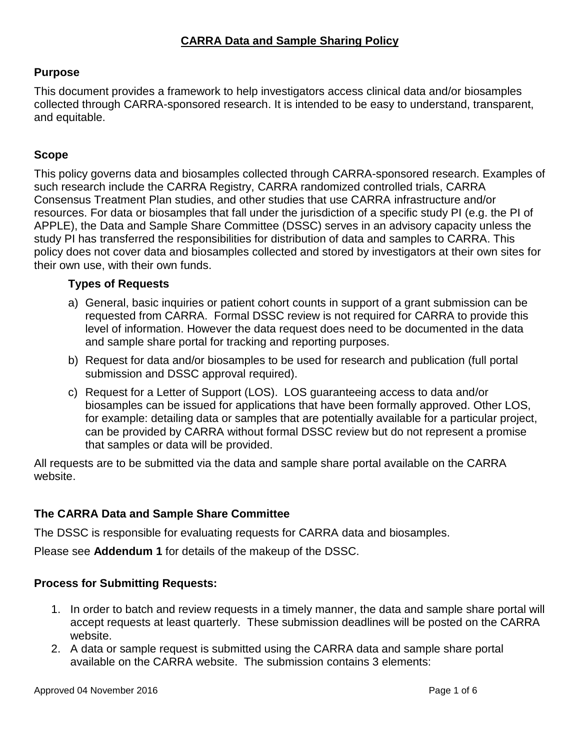# CARRA Data and Sample Sharing Policy

## Purpose

This document provides a framework to help investigators access clinical data and/or biosamples collected through CARRA-sponsored research. It is intended to be easy to understand, transparent, and equitable.

## Scope

This policy governs data and biosamples collected through CARRA-sponsored research. Examples of such research include the CARRA Registry, CARRA randomized controlled trials, CARRA Consensus Treatment Plan studies, and other studies that use CARRA infrastructure and/or resources. For data or biosamples that fall under the jurisdiction of a specific study PI (e.g. the PI of APPLE), the Data and Sample Share Committee (DSSC) serves in an advisory capacity unless the study PI has transferred the responsibilities for distribution of data and samples to CARRA. This policy does not cover data and biosamples collected and stored by investigators at their own sites for their own use, with their own funds.

### Types of Requests

a) General, basic inquiries or patient cohort counts in support of a grant submission can be requested from CARRA. Formal DSSC review is not required for CARRA to provide this level of information. However the data request does need to be documented in the data and sample share portal for tracking and reporting purposes.

b) Request for data and/or biosamples to be used for research and publication (full portal submission and DSSC approval required).

c) Request for a Letter of Support (LOS). LOS guaranteeing access to data and/or biosamples can be issued for applications that have been formally approved. Other LOS, for example: detailing data or samples that are potentially available for a particular project, can be provided by CARRA without formal DSSC review but do not represent a promise that samples or data will be provided.

All requests are to be submitted via the data and sample share portal available on the CARRA website.

## The CARRA Data and Sample Share Committee

The DSSC is responsible for evaluating requests for CARRA data and biosamples.

Please see **Addendum 1** for details of the makeup of the DSSC.

## Process for Submitting Requests:

1. In order to batch and review requests in a timely manner, the data and sample share portal will accept requests at least quarterly. These submission deadlines will be posted on the CARRA website.
2. A data or sample request is submitted using the CARRA data and sample share portal available on the CARRA website. The submission contains 3 elements: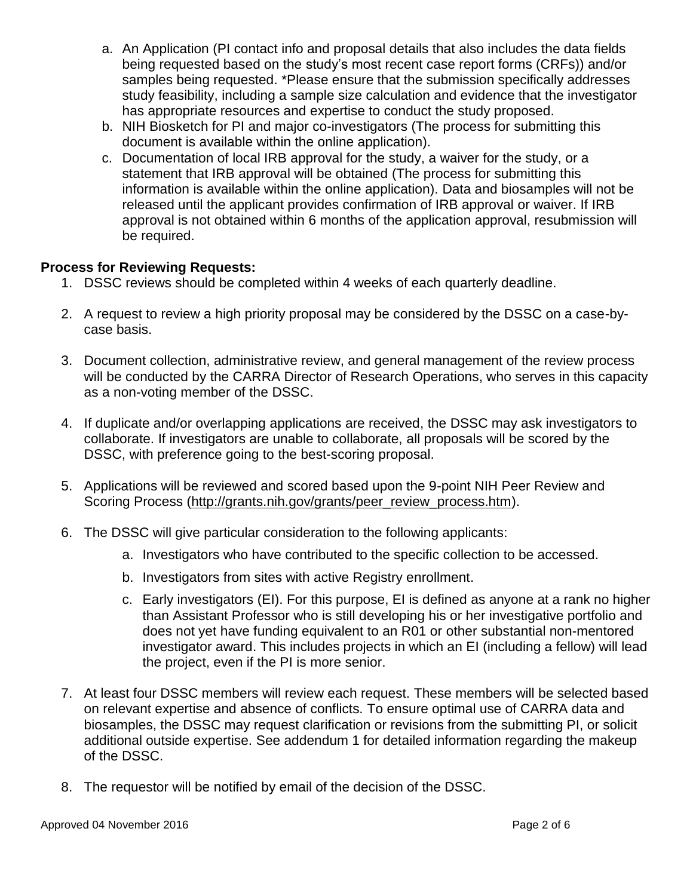a. An Application (PI contact info and proposal details that also includes the data fields being requested based on the study's most recent case report forms (CRFs)) and/or samples being requested. *Please ensure that the submission specifically addresses study feasibility, including a sample size calculation and evidence that the investigator has appropriate resources and expertise to conduct the study proposed.
b. NIH Biosketch for PI and major co-investigators (The process for submitting this document is available within the online application).
c. Documentation of local IRB approval for the study, a waiver for the study, or a statement that IRB approval will be obtained (The process for submitting this information is available within the online application). Data and biosamples will not be released until the applicant provides confirmation of IRB approval or waiver. If IRB approval is not obtained within 6 months of the application approval, resubmission will be required.

**Process for Reviewing Requests:**

1. DSSC reviews should be completed within 4 weeks of each quarterly deadline.

2. A request to review a high priority proposal may be considered by the DSSC on a case-by-case basis.

3. Document collection, administrative review, and general management of the review process will be conducted by the CARRA Director of Research Operations, who serves in this capacity as a non-voting member of the DSSC.

4. If duplicate and/or overlapping applications are received, the DSSC may ask investigators to collaborate. If investigators are unable to collaborate, all proposals will be scored by the DSSC, with preference going to the best-scoring proposal.

5. Applications will be reviewed and scored based upon the 9-point NIH Peer Review and Scoring Process (http://grants.nih.gov/grants/peer_review_process.htm).

6. The DSSC will give particular consideration to the following applicants:
   a. Investigators who have contributed to the specific collection to be accessed.
   b. Investigators from sites with active Registry enrollment.
   c. Early investigators (EI). For this purpose, EI is defined as anyone at a rank no higher than Assistant Professor who is still developing his or her investigative portfolio and does not yet have funding equivalent to an R01 or other substantial non-mentored investigator award. This includes projects in which an EI (including a fellow) will lead the project, even if the PI is more senior.

7. At least four DSSC members will review each request. These members will be selected based on relevant expertise and absence of conflicts. To ensure optimal use of CARRA data and biosamples, the DSSC may request clarification or revisions from the submitting PI, or solicit additional outside expertise. See addendum 1 for detailed information regarding the makeup of the DSSC.

8. The requestor will be notified by email of the decision of the DSSC.

Approved 04 November 2016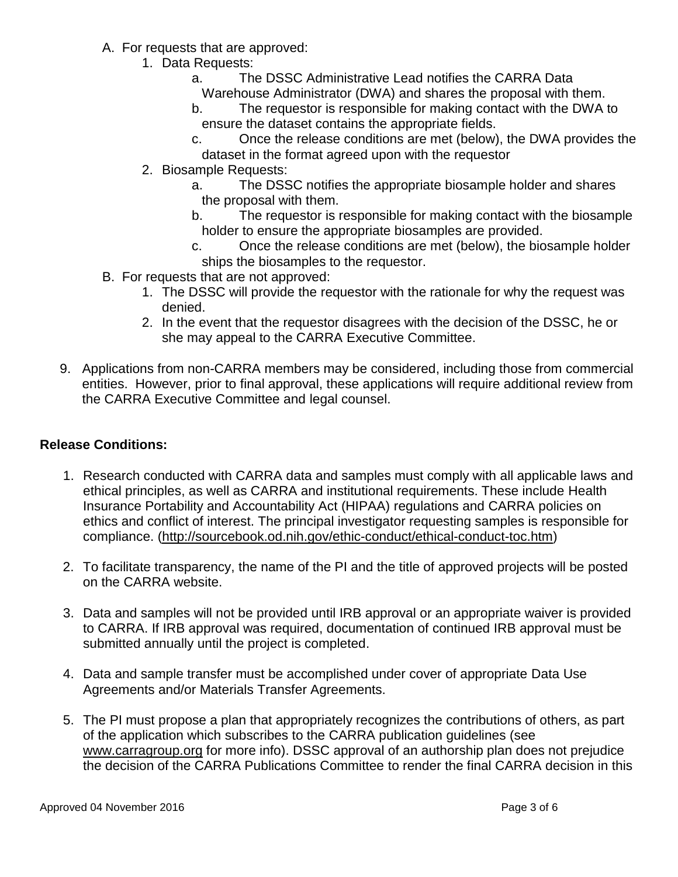A. For requests that are approved:
   1. Data Requests:
      a. The DSSC Administrative Lead notifies the CARRA Data Warehouse Administrator (DWA) and shares the proposal with them.
      b. The requestor is responsible for making contact with the DWA to ensure the dataset contains the appropriate fields.
      c. Once the release conditions are met (below), the DWA provides the dataset in the format agreed upon with the requestor
   2. Biosample Requests:
      a. The DSSC notifies the appropriate biosample holder and shares the proposal with them.
      b. The requestor is responsible for making contact with the biosample holder to ensure the appropriate biosamples are provided.
      c. Once the release conditions are met (below), the biosample holder ships the biosamples to the requestor.

B. For requests that are not approved:
   1. The DSSC will provide the requestor with the rationale for why the request was denied.
   2. In the event that the requestor disagrees with the decision of the DSSC, he or she may appeal to the CARRA Executive Committee.

9. Applications from non-CARRA members may be considered, including those from commercial entities. However, prior to final approval, these applications will require additional review from the CARRA Executive Committee and legal counsel.

**Release Conditions:**

1. Research conducted with CARRA data and samples must comply with all applicable laws and ethical principles, as well as CARRA and institutional requirements. These include Health Insurance Portability and Accountability Act (HIPAA) regulations and CARRA policies on ethics and conflict of interest. The principal investigator requesting samples is responsible for compliance. (http://sourcebook.od.nih.gov/ethic-conduct/ethical-conduct-toc.htm)

2. To facilitate transparency, the name of the PI and the title of approved projects will be posted on the CARRA website.

3. Data and samples will not be provided until IRB approval or an appropriate waiver is provided to CARRA. If IRB approval was required, documentation of continued IRB approval must be submitted annually until the project is completed.

4. Data and sample transfer must be accomplished under cover of appropriate Data Use Agreements and/or Materials Transfer Agreements.

5. The PI must propose a plan that appropriately recognizes the contributions of others, as part of the application which subscribes to the CARRA publication guidelines (see www.carragroup.org for more info). DSSC approval of an authorship plan does not prejudice the decision of the CARRA Publications Committee to render the final CARRA decision in this

Approved 04 November 2016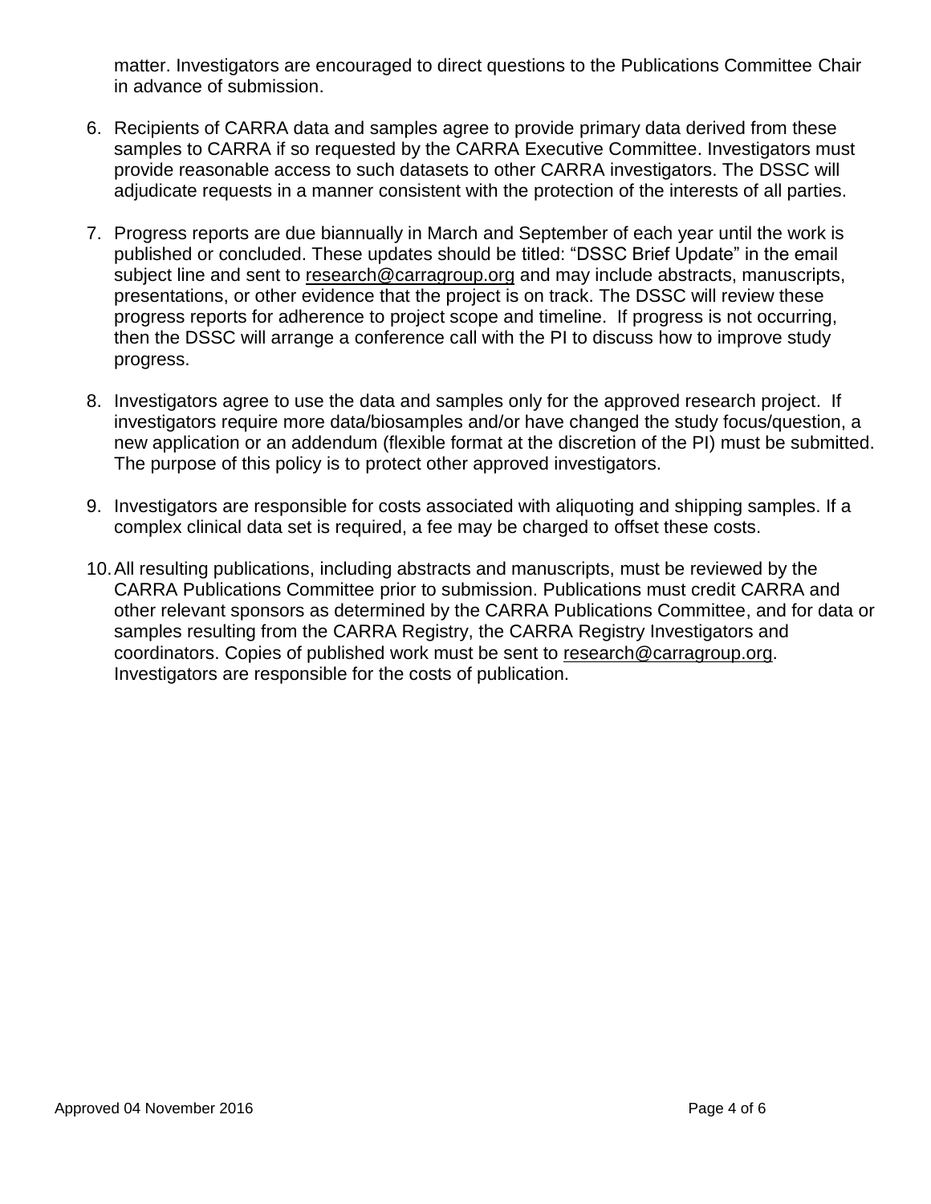matter. Investigators are encouraged to direct questions to the Publications Committee Chair in advance of submission.

6. Recipients of CARRA data and samples agree to provide primary data derived from these samples to CARRA if so requested by the CARRA Executive Committee. Investigators must provide reasonable access to such datasets to other CARRA investigators. The DSSC will adjudicate requests in a manner consistent with the protection of the interests of all parties.

7. Progress reports are due biannually in March and September of each year until the work is published or concluded. These updates should be titled: "DSSC Brief Update" in the email subject line and sent to research@carragroup.org and may include abstracts, manuscripts, presentations, or other evidence that the project is on track. The DSSC will review these progress reports for adherence to project scope and timeline. If progress is not occurring, then the DSSC will arrange a conference call with the PI to discuss how to improve study progress.

8. Investigators agree to use the data and samples only for the approved research project. If investigators require more data/biosamples and/or have changed the study focus/question, a new application or an addendum (flexible format at the discretion of the PI) must be submitted. The purpose of this policy is to protect other approved investigators.

9. Investigators are responsible for costs associated with aliquoting and shipping samples. If a complex clinical data set is required, a fee may be charged to offset these costs.

10. All resulting publications, including abstracts and manuscripts, must be reviewed by the CARRA Publications Committee prior to submission. Publications must credit CARRA and other relevant sponsors as determined by the CARRA Publications Committee, and for data or samples resulting from the CARRA Registry, the CARRA Registry Investigators and coordinators. Copies of published work must be sent to research@carragroup.org. Investigators are responsible for the costs of publication.

Approved 04 November 2016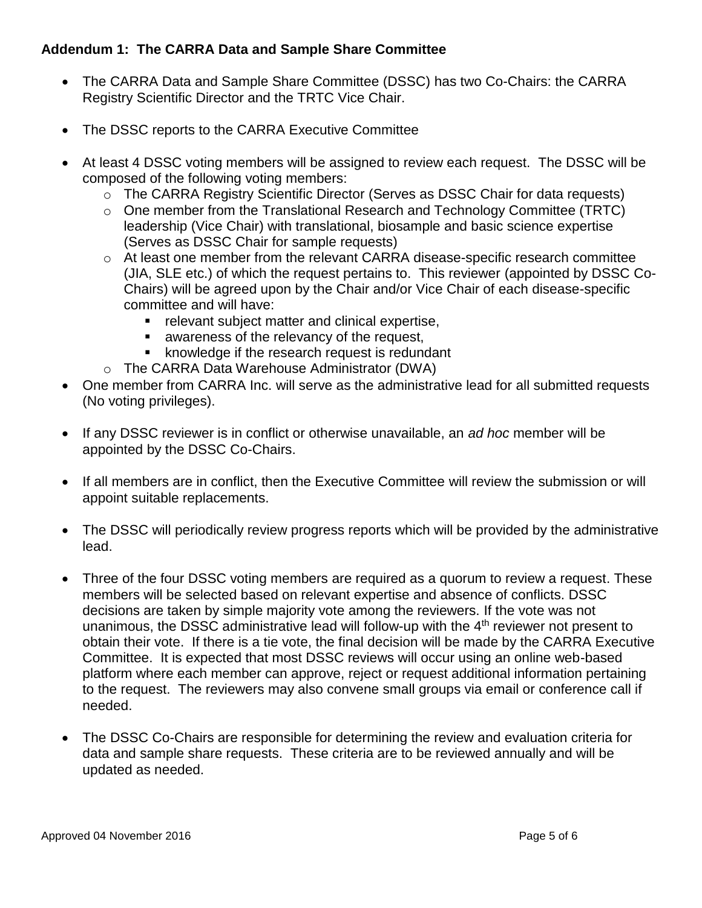**Addendum 1: The CARRA Data and Sample Share Committee**

- The CARRA Data and Sample Share Committee (DSSC) has two Co-Chairs: the CARRA Registry Scientific Director and the TRTC Vice Chair.

- The DSSC reports to the CARRA Executive Committee

- At least 4 DSSC voting members will be assigned to review each request. The DSSC will be composed of the following voting members:
  - The CARRA Registry Scientific Director (Serves as DSSC Chair for data requests)
  - One member from the Translational Research and Technology Committee (TRTC) leadership (Vice Chair) with translational, biosample and basic science expertise (Serves as DSSC Chair for sample requests)
  - At least one member from the relevant CARRA disease-specific research committee (JIA, SLE etc.) of which the request pertains to. This reviewer (appointed by DSSC Co-Chairs) will be agreed upon by the Chair and/or Vice Chair of each disease-specific committee and will have:
    - relevant subject matter and clinical expertise,
    - awareness of the relevancy of the request,
    - knowledge if the research request is redundant
  - The CARRA Data Warehouse Administrator (DWA)
- One member from CARRA Inc. will serve as the administrative lead for all submitted requests (No voting privileges).

- If any DSSC reviewer is in conflict or otherwise unavailable, an *ad hoc* member will be appointed by the DSSC Co-Chairs.

- If all members are in conflict, then the Executive Committee will review the submission or will appoint suitable replacements.

- The DSSC will periodically review progress reports which will be provided by the administrative lead.

- Three of the four DSSC voting members are required as a quorum to review a request. These members will be selected based on relevant expertise and absence of conflicts. DSSC decisions are taken by simple majority vote among the reviewers. If the vote was not unanimous, the DSSC administrative lead will follow-up with the 4th reviewer not present to obtain their vote. If there is a tie vote, the final decision will be made by the CARRA Executive Committee. It is expected that most DSSC reviews will occur using an online web-based platform where each member can approve, reject or request additional information pertaining to the request. The reviewers may also convene small groups via email or conference call if needed.

- The DSSC Co-Chairs are responsible for determining the review and evaluation criteria for data and sample share requests. These criteria are to be reviewed annually and will be updated as needed.

Approved 04 November 2016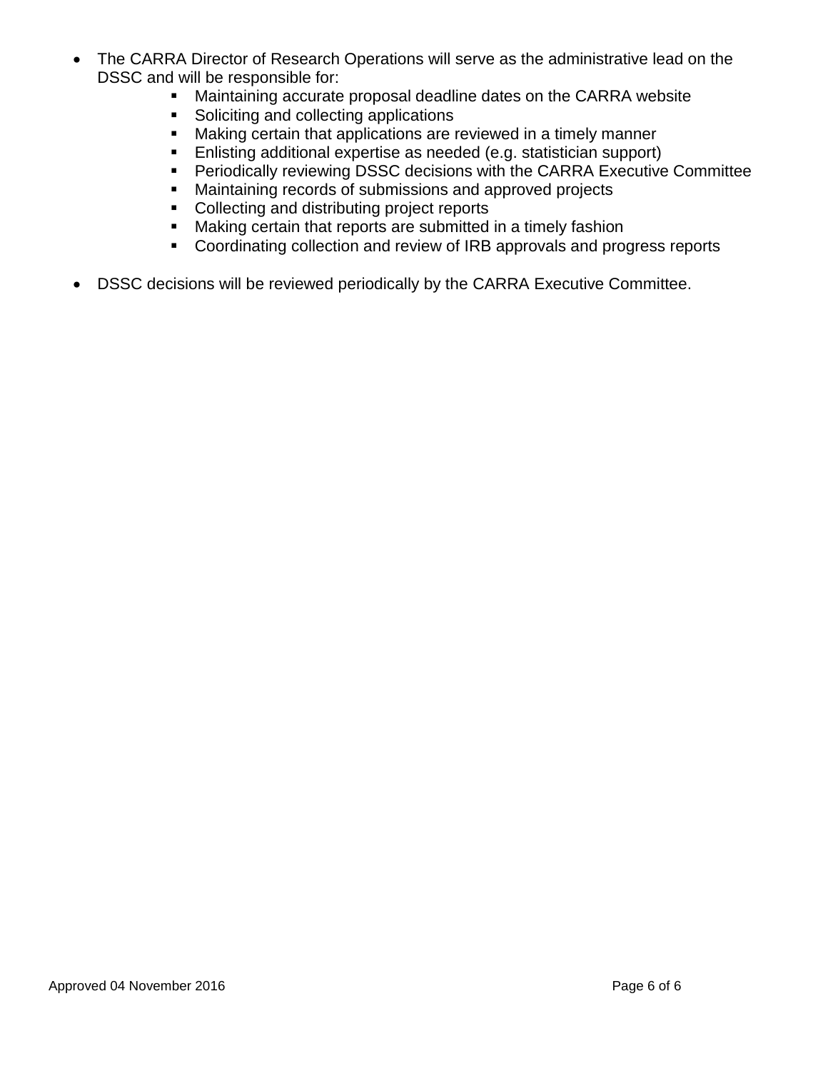- The CARRA Director of Research Operations will serve as the administrative lead on the DSSC and will be responsible for:
    - Maintaining accurate proposal deadline dates on the CARRA website
    - Soliciting and collecting applications
    - Making certain that applications are reviewed in a timely manner
    - Enlisting additional expertise as needed (e.g. statistician support)
    - Periodically reviewing DSSC decisions with the CARRA Executive Committee
    - Maintaining records of submissions and approved projects
    - Collecting and distributing project reports
    - Making certain that reports are submitted in a timely fashion
    - Coordinating collection and review of IRB approvals and progress reports

- DSSC decisions will be reviewed periodically by the CARRA Executive Committee.